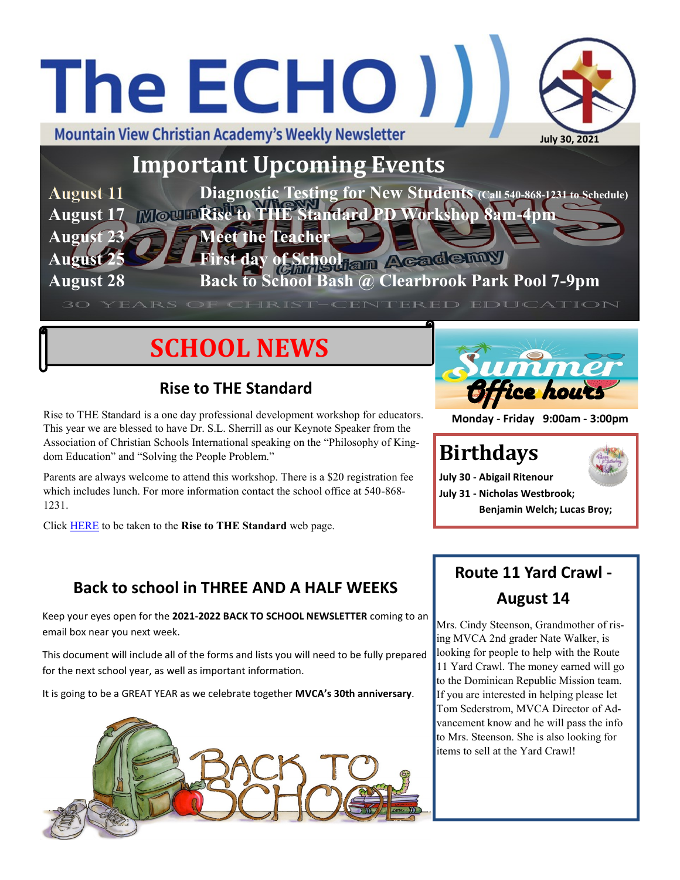# The ECHO

Mountain View Christian Academy's Weekly Newsletter

July 30, 2021

## Important Upcoming Events

| | |
|---|---|
| August 11 | Diagnostic Testing for New Students (Call 540-868-1231 to Schedule) |
| August 17 | Rise to THE Standard PD Workshop 8am-4pm |
| August 23 | Meet the Teacher |
| August 25 | First day of School |
| August 28 | Back to School Bash @ Clearbrook Park Pool 7-9pm |

30 YEARS OF CHRIST-CENTERED EDUCATION

## SCHOOL NEWS

### Rise to THE Standard

Rise to THE Standard is a one day professional development workshop for educators. This year we are blessed to have Dr. S.L. Sherrill as our Keynote Speaker from the Association of Christian Schools International speaking on the "Philosophy of Kingdom Education" and "Solving the People Problem."

Parents are always welcome to attend this workshop. There is a $20 registration fee which includes lunch. For more information contact the school office at 540-868-1231.

Click HERE to be taken to the **Rise to THE Standard** web page.

### Back to school in THREE AND A HALF WEEKS

Keep your eyes open for the **2021-2022 BACK TO SCHOOL NEWSLETTER** coming to an email box near you next week.

This document will include all of the forms and lists you will need to be fully prepared for the next school year, as well as important information.

It is going to be a GREAT YEAR as we celebrate together **MVCA's 30th anniversary**.

### Summer Office hours

Monday - Friday 9:00am - 3:00pm

### Birthdays

**July 30 - Abigail Ritenour**

**July 31 - Nicholas Westbrook; Benjamin Welch; Lucas Broy;**

### Route 11 Yard Crawl - August 14

Mrs. Cindy Steenson, Grandmother of rising MVCA 2nd grader Nate Walker, is looking for people to help with the Route 11 Yard Crawl. The money earned will go to the Dominican Republic Mission team. If you are interested in helping please let Tom Sederstrom, MVCA Director of Advancement know and he will pass the info to Mrs. Steenson. She is also looking for items to sell at the Yard Crawl!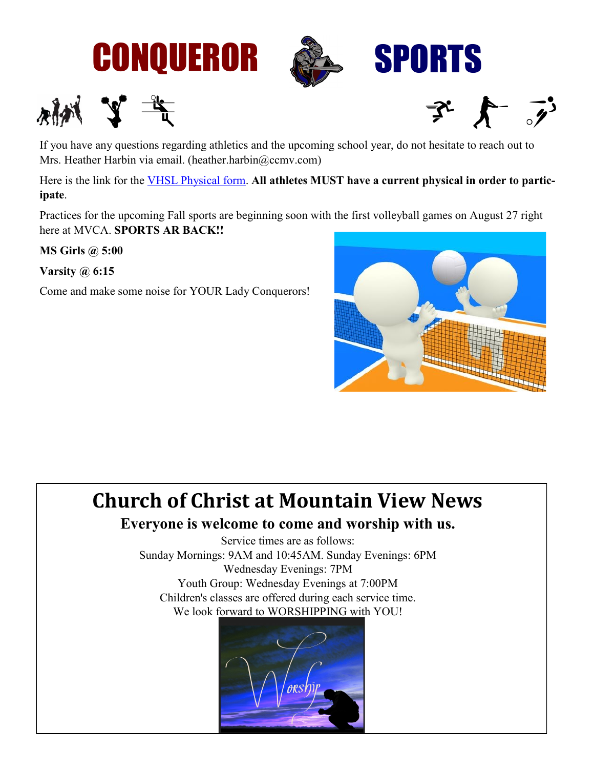# CONQUEROR SPORTS

If you have any questions regarding athletics and the upcoming school year, do not hesitate to reach out to Mrs. Heather Harbin via email. (heather.harbin@ccmv.com)

Here is the link for the VHSL Physical form. **All athletes MUST have a current physical in order to participate**.

Practices for the upcoming Fall sports are beginning soon with the first volleyball games on August 27 right here at MVCA. **SPORTS AR BACK!!**

**MS Girls @ 5:00**

**Varsity @ 6:15**

Come and make some noise for YOUR Lady Conquerors!

## Church of Christ at Mountain View News

### Everyone is welcome to come and worship with us.

Service times are as follows:
Sunday Mornings: 9AM and 10:45AM. Sunday Evenings: 6PM
Wednesday Evenings: 7PM
Youth Group: Wednesday Evenings at 7:00PM
Children's classes are offered during each service time.
We look forward to WORSHIPPING with YOU!